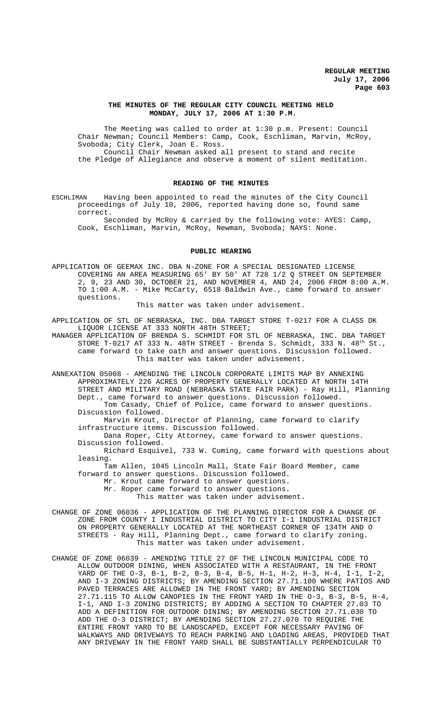**REGULAR MEETING**
**July 17, 2006**

**THE MINUTES OF THE REGULAR CITY COUNCIL MEETING HELD MONDAY, JULY 17, 2006 AT 1:30 P.M.**

The Meeting was called to order at 1:30 p.m. Present: Council Chair Newman; Council Members: Camp, Cook, Eschliman, Marvin, McRoy, Svoboda; City Clerk, Joan E. Ross.

Council Chair Newman asked all present to stand and recite the Pledge of Allegiance and observe a moment of silent meditation.

**READING OF THE MINUTES**

ESCHLIMAN Having been appointed to read the minutes of the City Council proceedings of July 10, 2006, reported having done so, found same correct.

Seconded by McRoy & carried by the following vote: AYES: Camp, Cook, Eschliman, Marvin, McRoy, Newman, Svoboda; NAYS: None.

**PUBLIC HEARING**

APPLICATION OF GEEMAX INC. DBA N-ZONE FOR A SPECIAL DESIGNATED LICENSE COVERING AN AREA MEASURING 65' BY 50' AT 728 1/2 Q STREET ON SEPTEMBER 2, 9, 23 AND 30, OCTOBER 21, AND NOVEMBER 4, AND 24, 2006 FROM 8:00 A.M. TO 1:00 A.M. - Mike McCarty, 6518 Baldwin Ave., came forward to answer questions.

This matter was taken under advisement.

APPLICATION OF STL OF NEBRASKA, INC. DBA TARGET STORE T-0217 FOR A CLASS DK LIQUOR LICENSE AT 333 NORTH 48TH STREET;

MANAGER APPLICATION OF BRENDA S. SCHMIDT FOR STL OF NEBRASKA, INC. DBA TARGET STORE T-0217 AT 333 N. 48TH STREET - Brenda S. Schmidt, 333 N. 48th St., came forward to take oath and answer questions. Discussion followed.

This matter was taken under advisement.

ANNEXATION 05008 - AMENDING THE LINCOLN CORPORATE LIMITS MAP BY ANNEXING APPROXIMATELY 226 ACRES OF PROPERTY GENERALLY LOCATED AT NORTH 14TH STREET AND MILITARY ROAD (NEBRASKA STATE FAIR PARK) - Ray Hill, Planning Dept., came forward to answer questions. Discussion followed.

Tom Casady, Chief of Police, came forward to answer questions. Discussion followed.

Marvin Krout, Director of Planning, came forward to clarify infrastructure items. Discussion followed.

Dana Roper, City Attorney, came forward to answer questions. Discussion followed.

Richard Esquivel, 733 W. Cuming, came forward with questions about leasing.

Tam Allen, 1045 Lincoln Mall, State Fair Board Member, came forward to answer questions. Discussion followed.

Mr. Krout came forward to answer questions.

Mr. Roper came forward to answer questions.

This matter was taken under advisement.

CHANGE OF ZONE 06036 - APPLICATION OF THE PLANNING DIRECTOR FOR A CHANGE OF ZONE FROM COUNTY I INDUSTRIAL DISTRICT TO CITY I-1 INDUSTRIAL DISTRICT ON PROPERTY GENERALLY LOCATED AT THE NORTHEAST CORNER OF 134TH AND O STREETS - Ray Hill, Planning Dept., came forward to clarify zoning.

This matter was taken under advisement.

CHANGE OF ZONE 06039 - AMENDING TITLE 27 OF THE LINCOLN MUNICIPAL CODE TO ALLOW OUTDOOR DINING, WHEN ASSOCIATED WITH A RESTAURANT, IN THE FRONT YARD OF THE O-3, B-1, B-2, B-3, B-4, B-5, H-1, H-2, H-3, H-4, I-1, I-2, AND I-3 ZONING DISTRICTS; BY AMENDING SECTION 27.71.100 WHERE PATIOS AND PAVED TERRACES ARE ALLOWED IN THE FRONT YARD; BY AMENDING SECTION 27.71.115 TO ALLOW CANOPIES IN THE FRONT YARD IN THE O-3, B-3, B-5, H-4, I-1, AND I-3 ZONING DISTRICTS; BY ADDING A SECTION TO CHAPTER 27.03 TO ADD A DEFINITION FOR OUTDOOR DINING; BY AMENDING SECTION 27.71.030 TO ADD THE O-3 DISTRICT; BY AMENDING SECTION 27.27.070 TO REQUIRE THE ENTIRE FRONT YARD TO BE LANDSCAPED, EXCEPT FOR NECESSARY PAVING OF WALKWAYS AND DRIVEWAYS TO REACH PARKING AND LOADING AREAS, PROVIDED THAT ANY DRIVEWAY IN THE FRONT YARD SHALL BE SUBSTANTIALLY PERPENDICULAR TO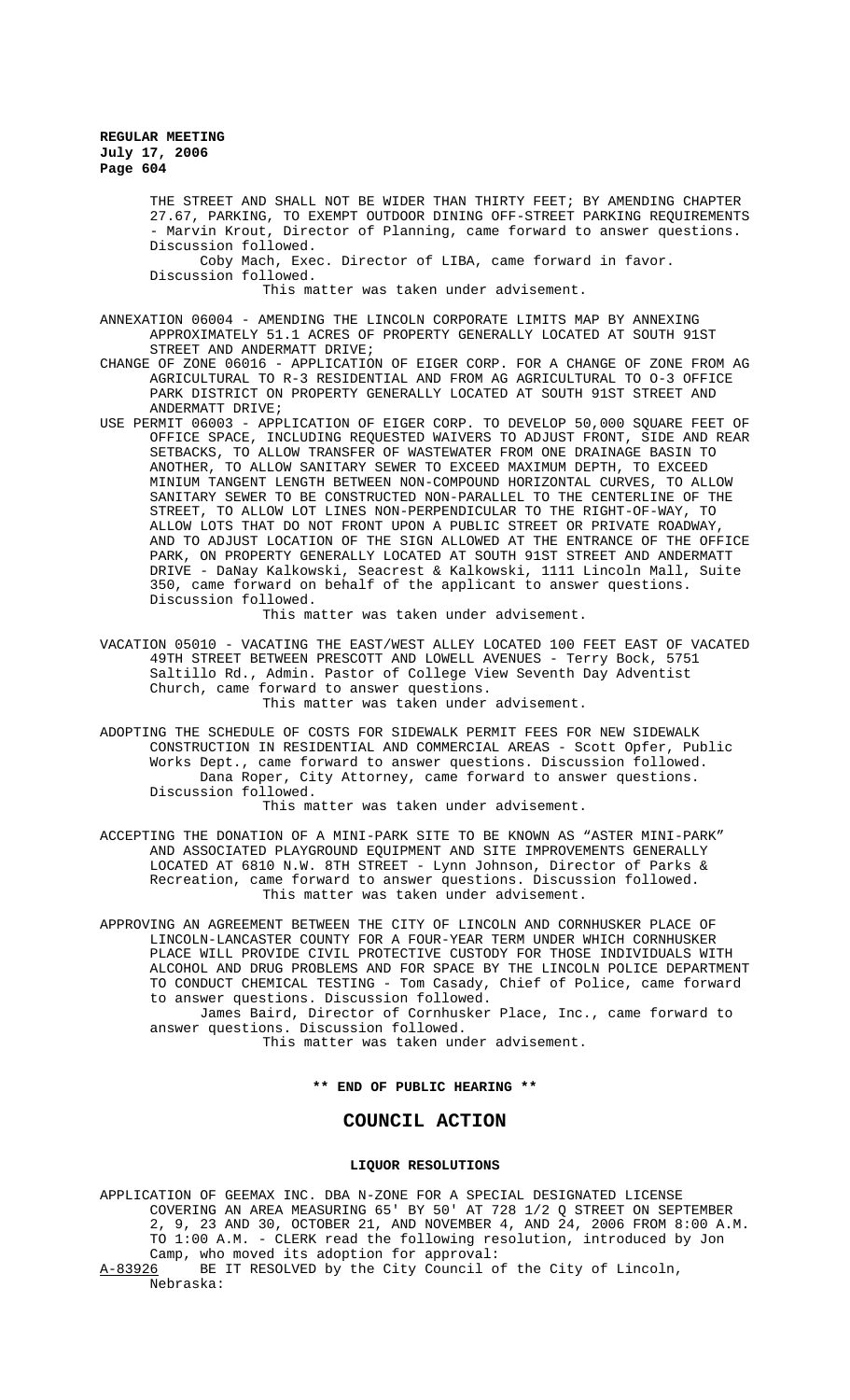THE STREET AND SHALL NOT BE WIDER THAN THIRTY FEET; BY AMENDING CHAPTER 27.67, PARKING, TO EXEMPT OUTDOOR DINING OFF-STREET PARKING REQUIREMENTS - Marvin Krout, Director of Planning, came forward to answer questions. Discussion followed.

Coby Mach, Exec. Director of LIBA, came forward in favor. Discussion followed.

This matter was taken under advisement.

ANNEXATION 06004 - AMENDING THE LINCOLN CORPORATE LIMITS MAP BY ANNEXING APPROXIMATELY 51.1 ACRES OF PROPERTY GENERALLY LOCATED AT SOUTH 91ST STREET AND ANDERMATT DRIVE;

CHANGE OF ZONE 06016 - APPLICATION OF EIGER CORP. FOR A CHANGE OF ZONE FROM AG AGRICULTURAL TO R-3 RESIDENTIAL AND FROM AG AGRICULTURAL TO O-3 OFFICE PARK DISTRICT ON PROPERTY GENERALLY LOCATED AT SOUTH 91ST STREET AND ANDERMATT DRIVE;

USE PERMIT 06003 - APPLICATION OF EIGER CORP. TO DEVELOP 50,000 SQUARE FEET OF OFFICE SPACE, INCLUDING REQUESTED WAIVERS TO ADJUST FRONT, SIDE AND REAR SETBACKS, TO ALLOW TRANSFER OF WASTEWATER FROM ONE DRAINAGE BASIN TO ANOTHER, TO ALLOW SANITARY SEWER TO EXCEED MAXIMUM DEPTH, TO EXCEED MINIUM TANGENT LENGTH BETWEEN NON-COMPOUND HORIZONTAL CURVES, TO ALLOW SANITARY SEWER TO BE CONSTRUCTED NON-PARALLEL TO THE CENTERLINE OF THE STREET, TO ALLOW LOT LINES NON-PERPENDICULAR TO THE RIGHT-OF-WAY, TO ALLOW LOTS THAT DO NOT FRONT UPON A PUBLIC STREET OR PRIVATE ROADWAY, AND TO ADJUST LOCATION OF THE SIGN ALLOWED AT THE ENTRANCE OF THE OFFICE PARK, ON PROPERTY GENERALLY LOCATED AT SOUTH 91ST STREET AND ANDERMATT DRIVE - DaNay Kalkowski, Seacrest & Kalkowski, 1111 Lincoln Mall, Suite 350, came forward on behalf of the applicant to answer questions. Discussion followed.

This matter was taken under advisement.

VACATION 05010 - VACATING THE EAST/WEST ALLEY LOCATED 100 FEET EAST OF VACATED 49TH STREET BETWEEN PRESCOTT AND LOWELL AVENUES - Terry Bock, 5751 Saltillo Rd., Admin. Pastor of College View Seventh Day Adventist Church, came forward to answer questions.

This matter was taken under advisement.

ADOPTING THE SCHEDULE OF COSTS FOR SIDEWALK PERMIT FEES FOR NEW SIDEWALK CONSTRUCTION IN RESIDENTIAL AND COMMERCIAL AREAS - Scott Opfer, Public Works Dept., came forward to answer questions. Discussion followed.

Dana Roper, City Attorney, came forward to answer questions. Discussion followed.

This matter was taken under advisement.

ACCEPTING THE DONATION OF A MINI-PARK SITE TO BE KNOWN AS "ASTER MINI-PARK" AND ASSOCIATED PLAYGROUND EQUIPMENT AND SITE IMPROVEMENTS GENERALLY LOCATED AT 6810 N.W. 8TH STREET - Lynn Johnson, Director of Parks & Recreation, came forward to answer questions. Discussion followed.

This matter was taken under advisement.

APPROVING AN AGREEMENT BETWEEN THE CITY OF LINCOLN AND CORNHUSKER PLACE OF LINCOLN-LANCASTER COUNTY FOR A FOUR-YEAR TERM UNDER WHICH CORNHUSKER PLACE WILL PROVIDE CIVIL PROTECTIVE CUSTODY FOR THOSE INDIVIDUALS WITH ALCOHOL AND DRUG PROBLEMS AND FOR SPACE BY THE LINCOLN POLICE DEPARTMENT TO CONDUCT CHEMICAL TESTING - Tom Casady, Chief of Police, came forward to answer questions. Discussion followed.

James Baird, Director of Cornhusker Place, Inc., came forward to answer questions. Discussion followed.

This matter was taken under advisement.

**\*\* END OF PUBLIC HEARING \*\***

## COUNCIL ACTION

### LIQUOR RESOLUTIONS

APPLICATION OF GEEMAX INC. DBA N-ZONE FOR A SPECIAL DESIGNATED LICENSE COVERING AN AREA MEASURING 65' BY 50' AT 728 1/2 Q STREET ON SEPTEMBER 2, 9, 23 AND 30, OCTOBER 21, AND NOVEMBER 4, AND 24, 2006 FROM 8:00 A.M. TO 1:00 A.M. - CLERK read the following resolution, introduced by Jon Camp, who moved its adoption for approval:

A-83926 BE IT RESOLVED by the City Council of the City of Lincoln, Nebraska: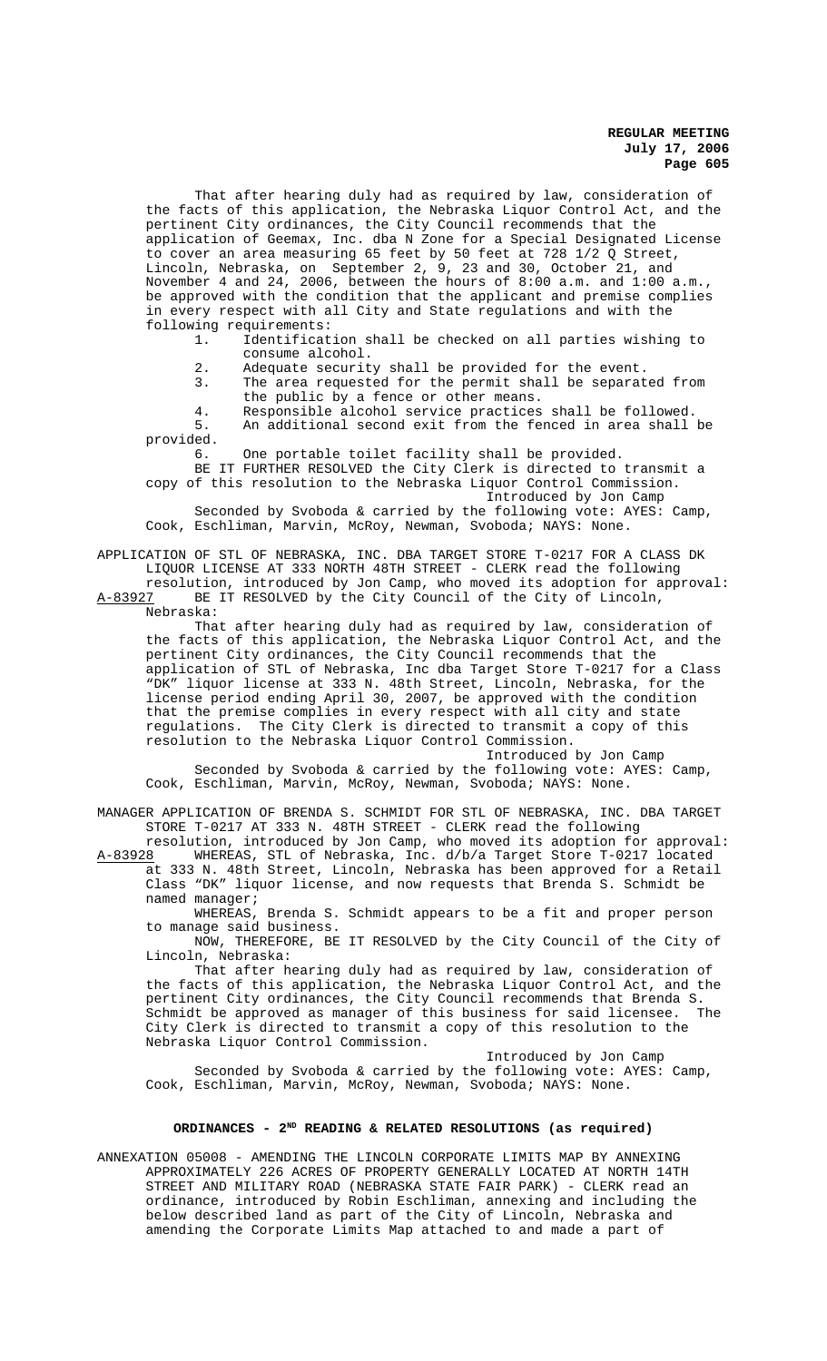That after hearing duly had as required by law, consideration of the facts of this application, the Nebraska Liquor Control Act, and the pertinent City ordinances, the City Council recommends that the application of Geemax, Inc. dba N Zone for a Special Designated License to cover an area measuring 65 feet by 50 feet at 728 1/2 Q Street, Lincoln, Nebraska, on September 2, 9, 23 and 30, October 21, and November 4 and 24, 2006, between the hours of 8:00 a.m. and 1:00 a.m., be approved with the condition that the applicant and premise complies in every respect with all City and State regulations and with the following requirements:

1. Identification shall be checked on all parties wishing to consume alcohol.
2. Adequate security shall be provided for the event.
3. The area requested for the permit shall be separated from the public by a fence or other means.
4. Responsible alcohol service practices shall be followed.
5. An additional second exit from the fenced in area shall be provided.
6. One portable toilet facility shall be provided.

BE IT FURTHER RESOLVED the City Clerk is directed to transmit a copy of this resolution to the Nebraska Liquor Control Commission.

Introduced by Jon Camp

Seconded by Svoboda & carried by the following vote: AYES: Camp, Cook, Eschliman, Marvin, McRoy, Newman, Svoboda; NAYS: None.

APPLICATION OF STL OF NEBRASKA, INC. DBA TARGET STORE T-0217 FOR A CLASS DK LIQUOR LICENSE AT 333 NORTH 48TH STREET - CLERK read the following resolution, introduced by Jon Camp, who moved its adoption for approval:

A-83927 BE IT RESOLVED by the City Council of the City of Lincoln, Nebraska:

That after hearing duly had as required by law, consideration of the facts of this application, the Nebraska Liquor Control Act, and the pertinent City ordinances, the City Council recommends that the application of STL of Nebraska, Inc dba Target Store T-0217 for a Class "DK" liquor license at 333 N. 48th Street, Lincoln, Nebraska, for the license period ending April 30, 2007, be approved with the condition that the premise complies in every respect with all city and state regulations. The City Clerk is directed to transmit a copy of this resolution to the Nebraska Liquor Control Commission.

Introduced by Jon Camp

Seconded by Svoboda & carried by the following vote: AYES: Camp, Cook, Eschliman, Marvin, McRoy, Newman, Svoboda; NAYS: None.

MANAGER APPLICATION OF BRENDA S. SCHMIDT FOR STL OF NEBRASKA, INC. DBA TARGET STORE T-0217 AT 333 N. 48TH STREET - CLERK read the following resolution, introduced by Jon Camp, who moved its adoption for approval:

A-83928 WHEREAS, STL of Nebraska, Inc. d/b/a Target Store T-0217 located at 333 N. 48th Street, Lincoln, Nebraska has been approved for a Retail Class "DK" liquor license, and now requests that Brenda S. Schmidt be named manager;

WHEREAS, Brenda S. Schmidt appears to be a fit and proper person to manage said business.

NOW, THEREFORE, BE IT RESOLVED by the City Council of the City of Lincoln, Nebraska:

That after hearing duly had as required by law, consideration of the facts of this application, the Nebraska Liquor Control Act, and the pertinent City ordinances, the City Council recommends that Brenda S. Schmidt be approved as manager of this business for said licensee. The City Clerk is directed to transmit a copy of this resolution to the Nebraska Liquor Control Commission.

Introduced by Jon Camp

Seconded by Svoboda & carried by the following vote: AYES: Camp, Cook, Eschliman, Marvin, McRoy, Newman, Svoboda; NAYS: None.

## ORDINANCES - 2ND READING & RELATED RESOLUTIONS (as required)

ANNEXATION 05008 - AMENDING THE LINCOLN CORPORATE LIMITS MAP BY ANNEXING APPROXIMATELY 226 ACRES OF PROPERTY GENERALLY LOCATED AT NORTH 14TH STREET AND MILITARY ROAD (NEBRASKA STATE FAIR PARK) - CLERK read an ordinance, introduced by Robin Eschliman, annexing and including the below described land as part of the City of Lincoln, Nebraska and amending the Corporate Limits Map attached to and made a part of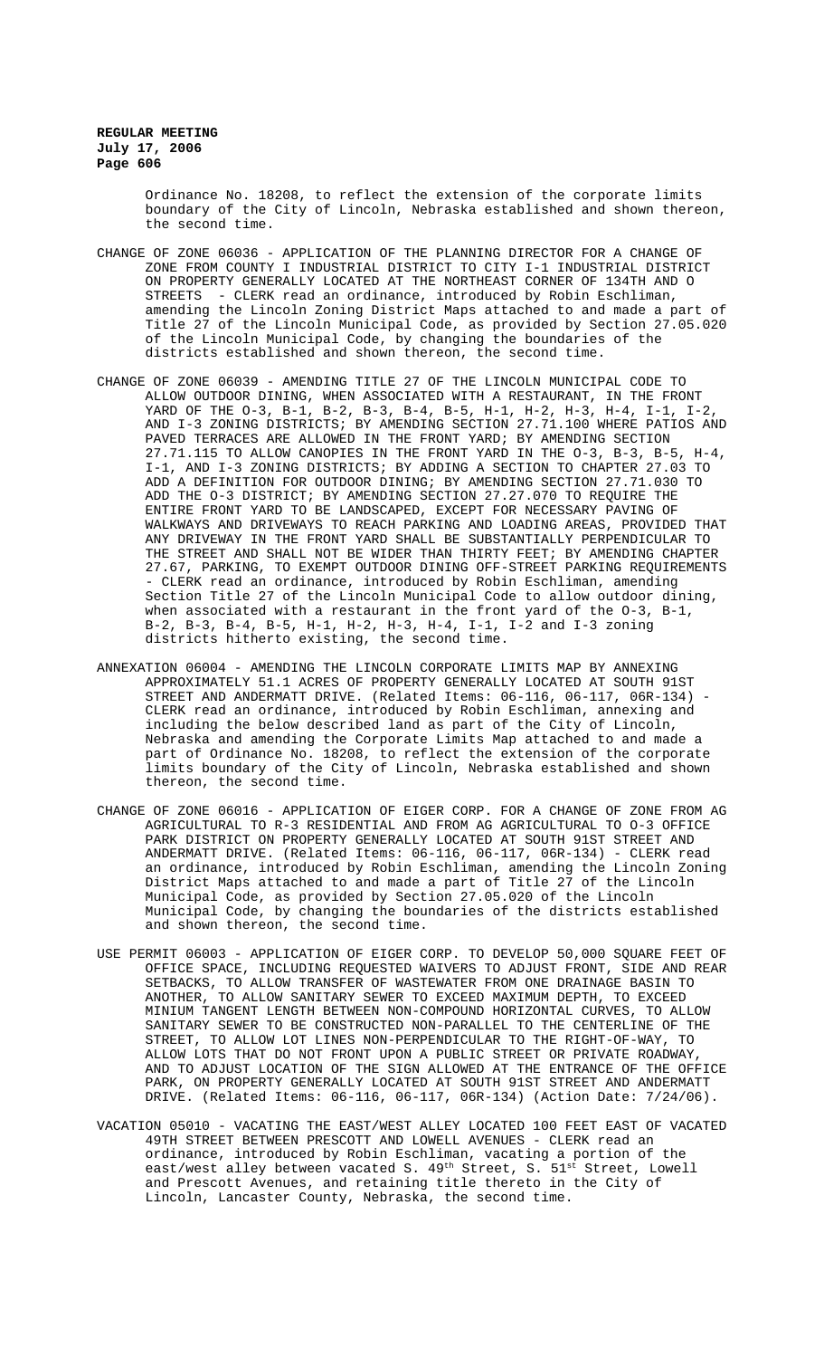Ordinance No. 18208, to reflect the extension of the corporate limits boundary of the City of Lincoln, Nebraska established and shown thereon, the second time.

CHANGE OF ZONE 06036 - APPLICATION OF THE PLANNING DIRECTOR FOR A CHANGE OF ZONE FROM COUNTY I INDUSTRIAL DISTRICT TO CITY I-1 INDUSTRIAL DISTRICT ON PROPERTY GENERALLY LOCATED AT THE NORTHEAST CORNER OF 134TH AND O STREETS - CLERK read an ordinance, introduced by Robin Eschliman, amending the Lincoln Zoning District Maps attached to and made a part of Title 27 of the Lincoln Municipal Code, as provided by Section 27.05.020 of the Lincoln Municipal Code, by changing the boundaries of the districts established and shown thereon, the second time.

CHANGE OF ZONE 06039 - AMENDING TITLE 27 OF THE LINCOLN MUNICIPAL CODE TO ALLOW OUTDOOR DINING, WHEN ASSOCIATED WITH A RESTAURANT, IN THE FRONT YARD OF THE O-3, B-1, B-2, B-3, B-4, B-5, H-1, H-2, H-3, H-4, I-1, I-2, AND I-3 ZONING DISTRICTS; BY AMENDING SECTION 27.71.100 WHERE PATIOS AND PAVED TERRACES ARE ALLOWED IN THE FRONT YARD; BY AMENDING SECTION 27.71.115 TO ALLOW CANOPIES IN THE FRONT YARD IN THE O-3, B-3, B-5, H-4, I-1, AND I-3 ZONING DISTRICTS; BY ADDING A SECTION TO CHAPTER 27.03 TO ADD A DEFINITION FOR OUTDOOR DINING; BY AMENDING SECTION 27.71.030 TO ADD THE O-3 DISTRICT; BY AMENDING SECTION 27.27.070 TO REQUIRE THE ENTIRE FRONT YARD TO BE LANDSCAPED, EXCEPT FOR NECESSARY PAVING OF WALKWAYS AND DRIVEWAYS TO REACH PARKING AND LOADING AREAS, PROVIDED THAT ANY DRIVEWAY IN THE FRONT YARD SHALL BE SUBSTANTIALLY PERPENDICULAR TO THE STREET AND SHALL NOT BE WIDER THAN THIRTY FEET; BY AMENDING CHAPTER 27.67, PARKING, TO EXEMPT OUTDOOR DINING OFF-STREET PARKING REQUIREMENTS - CLERK read an ordinance, introduced by Robin Eschliman, amending Section Title 27 of the Lincoln Municipal Code to allow outdoor dining, when associated with a restaurant in the front yard of the O-3, B-1, B-2, B-3, B-4, B-5, H-1, H-2, H-3, H-4, I-1, I-2 and I-3 zoning districts hitherto existing, the second time.

ANNEXATION 06004 - AMENDING THE LINCOLN CORPORATE LIMITS MAP BY ANNEXING APPROXIMATELY 51.1 ACRES OF PROPERTY GENERALLY LOCATED AT SOUTH 91ST STREET AND ANDERMATT DRIVE. (Related Items: 06-116, 06-117, 06R-134) - CLERK read an ordinance, introduced by Robin Eschliman, annexing and including the below described land as part of the City of Lincoln, Nebraska and amending the Corporate Limits Map attached to and made a part of Ordinance No. 18208, to reflect the extension of the corporate limits boundary of the City of Lincoln, Nebraska established and shown thereon, the second time.

CHANGE OF ZONE 06016 - APPLICATION OF EIGER CORP. FOR A CHANGE OF ZONE FROM AG AGRICULTURAL TO R-3 RESIDENTIAL AND FROM AG AGRICULTURAL TO O-3 OFFICE PARK DISTRICT ON PROPERTY GENERALLY LOCATED AT SOUTH 91ST STREET AND ANDERMATT DRIVE. (Related Items: 06-116, 06-117, 06R-134) - CLERK read an ordinance, introduced by Robin Eschliman, amending the Lincoln Zoning District Maps attached to and made a part of Title 27 of the Lincoln Municipal Code, as provided by Section 27.05.020 of the Lincoln Municipal Code, by changing the boundaries of the districts established and shown thereon, the second time.

USE PERMIT 06003 - APPLICATION OF EIGER CORP. TO DEVELOP 50,000 SQUARE FEET OF OFFICE SPACE, INCLUDING REQUESTED WAIVERS TO ADJUST FRONT, SIDE AND REAR SETBACKS, TO ALLOW TRANSFER OF WASTEWATER FROM ONE DRAINAGE BASIN TO ANOTHER, TO ALLOW SANITARY SEWER TO EXCEED MAXIMUM DEPTH, TO EXCEED MINIUM TANGENT LENGTH BETWEEN NON-COMPOUND HORIZONTAL CURVES, TO ALLOW SANITARY SEWER TO BE CONSTRUCTED NON-PARALLEL TO THE CENTERLINE OF THE STREET, TO ALLOW LOT LINES NON-PERPENDICULAR TO THE RIGHT-OF-WAY, TO ALLOW LOTS THAT DO NOT FRONT UPON A PUBLIC STREET OR PRIVATE ROADWAY, AND TO ADJUST LOCATION OF THE SIGN ALLOWED AT THE ENTRANCE OF THE OFFICE PARK, ON PROPERTY GENERALLY LOCATED AT SOUTH 91ST STREET AND ANDERMATT DRIVE. (Related Items: 06-116, 06-117, 06R-134) (Action Date: 7/24/06).

VACATION 05010 - VACATING THE EAST/WEST ALLEY LOCATED 100 FEET EAST OF VACATED 49TH STREET BETWEEN PRESCOTT AND LOWELL AVENUES - CLERK read an ordinance, introduced by Robin Eschliman, vacating a portion of the east/west alley between vacated S. 49th Street, S. 51st Street, Lowell and Prescott Avenues, and retaining title thereto in the City of Lincoln, Lancaster County, Nebraska, the second time.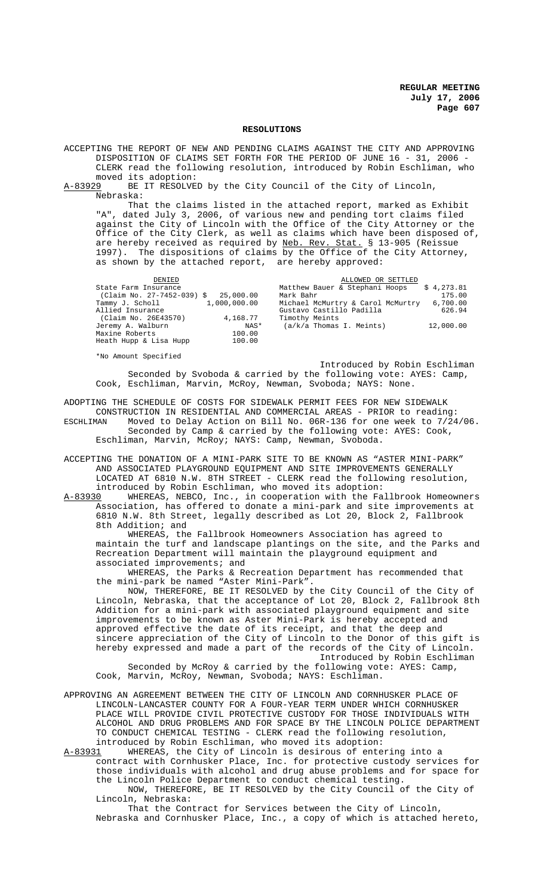## RESOLUTIONS

ACCEPTING THE REPORT OF NEW AND PENDING CLAIMS AGAINST THE CITY AND APPROVING DISPOSITION OF CLAIMS SET FORTH FOR THE PERIOD OF JUNE 16 - 31, 2006 - CLERK read the following resolution, introduced by Robin Eschliman, who moved its adoption:

A-83929 BE IT RESOLVED by the City Council of the City of Lincoln, Nebraska:

That the claims listed in the attached report, marked as Exhibit "A", dated July 3, 2006, of various new and pending tort claims filed against the City of Lincoln with the Office of the City Attorney or the Office of the City Clerk, as well as claims which have been disposed of, are hereby received as required by Neb. Rev. Stat. § 13-905 (Reissue 1997). The dispositions of claims by the Office of the City Attorney, as shown by the attached report, are hereby approved:

| DENIED | | ALLOWED OR SETTLED | |
|---|---|---|---|
| State Farm Insurance | | Matthew Bauer & Stephani Hoops | $ 4,273.81 |
| (Claim No. 27-7452-039) $ | 25,000.00 | Mark Bahr | 175.00 |
| Tammy J. Scholl | 1,000,000.00 | Michael McMurtry & Carol McMurtry | 6,700.00 |
| Allied Insurance | | Gustavo Castillo Padilla | 626.94 |
| (Claim No. 26E43570) | 4,168.77 | Timothy Meints | |
| Jeremy A. Walburn | NAS* | (a/k/a Thomas I. Meints) | 12,000.00 |
| Maxine Roberts | 100.00 | | |
| Heath Hupp & Lisa Hupp | 100.00 | | |

*No Amount Specified

Introduced by Robin Eschliman

Seconded by Svoboda & carried by the following vote: AYES: Camp, Cook, Eschliman, Marvin, McRoy, Newman, Svoboda; NAYS: None.

ADOPTING THE SCHEDULE OF COSTS FOR SIDEWALK PERMIT FEES FOR NEW SIDEWALK CONSTRUCTION IN RESIDENTIAL AND COMMERCIAL AREAS - PRIOR to reading:

ESCHLIMAN Moved to Delay Action on Bill No. 06R-136 for one week to 7/24/06.

Seconded by Camp & carried by the following vote: AYES: Cook, Eschliman, Marvin, McRoy; NAYS: Camp, Newman, Svoboda.

ACCEPTING THE DONATION OF A MINI-PARK SITE TO BE KNOWN AS "ASTER MINI-PARK" AND ASSOCIATED PLAYGROUND EQUIPMENT AND SITE IMPROVEMENTS GENERALLY LOCATED AT 6810 N.W. 8TH STREET - CLERK read the following resolution, introduced by Robin Eschliman, who moved its adoption:

A-83930 WHEREAS, NEBCO, Inc., in cooperation with the Fallbrook Homeowners Association, has offered to donate a mini-park and site improvements at 6810 N.W. 8th Street, legally described as Lot 20, Block 2, Fallbrook 8th Addition; and

WHEREAS, the Fallbrook Homeowners Association has agreed to maintain the turf and landscape plantings on the site, and the Parks and Recreation Department will maintain the playground equipment and associated improvements; and

WHEREAS, the Parks & Recreation Department has recommended that the mini-park be named "Aster Mini-Park".

NOW, THEREFORE, BE IT RESOLVED by the City Council of the City of Lincoln, Nebraska, that the acceptance of Lot 20, Block 2, Fallbrook 8th Addition for a mini-park with associated playground equipment and site improvements to be known as Aster Mini-Park is hereby accepted and approved effective the date of its receipt, and that the deep and sincere appreciation of the City of Lincoln to the Donor of this gift is hereby expressed and made a part of the records of the City of Lincoln.

Introduced by Robin Eschliman

Seconded by McRoy & carried by the following vote: AYES: Camp, Cook, Marvin, McRoy, Newman, Svoboda; NAYS: Eschliman.

APPROVING AN AGREEMENT BETWEEN THE CITY OF LINCOLN AND CORNHUSKER PLACE OF LINCOLN-LANCASTER COUNTY FOR A FOUR-YEAR TERM UNDER WHICH CORNHUSKER PLACE WILL PROVIDE CIVIL PROTECTIVE CUSTODY FOR THOSE INDIVIDUALS WITH ALCOHOL AND DRUG PROBLEMS AND FOR SPACE BY THE LINCOLN POLICE DEPARTMENT TO CONDUCT CHEMICAL TESTING - CLERK read the following resolution, introduced by Robin Eschliman, who moved its adoption:

A-83931 WHEREAS, the City of Lincoln is desirous of entering into a contract with Cornhusker Place, Inc. for protective custody services for those individuals with alcohol and drug abuse problems and for space for the Lincoln Police Department to conduct chemical testing.

NOW, THEREFORE, BE IT RESOLVED by the City Council of the City of Lincoln, Nebraska:

That the Contract for Services between the City of Lincoln, Nebraska and Cornhusker Place, Inc., a copy of which is attached hereto,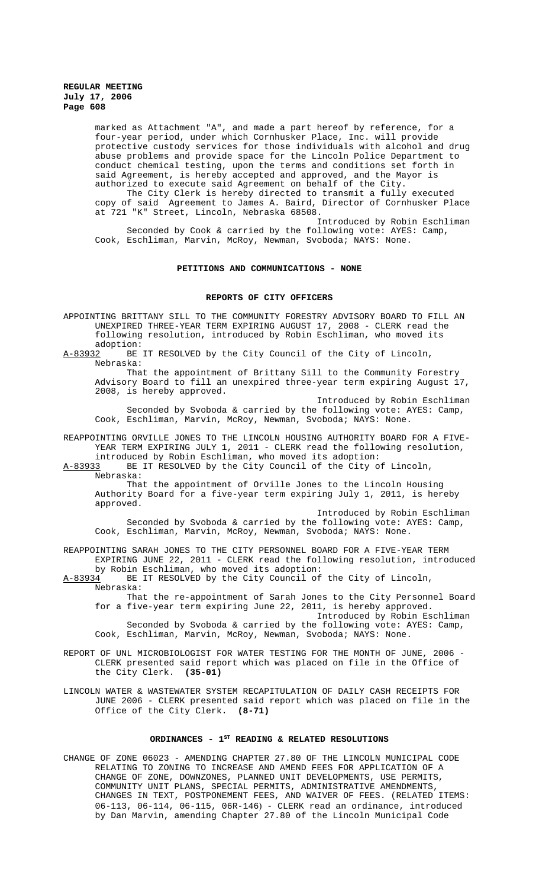marked as Attachment "A", and made a part hereof by reference, for a four-year period, under which Cornhusker Place, Inc. will provide protective custody services for those individuals with alcohol and drug abuse problems and provide space for the Lincoln Police Department to conduct chemical testing, upon the terms and conditions set forth in said Agreement, is hereby accepted and approved, and the Mayor is authorized to execute said Agreement on behalf of the City.

The City Clerk is hereby directed to transmit a fully executed copy of said Agreement to James A. Baird, Director of Cornhusker Place at 721 "K" Street, Lincoln, Nebraska 68508.

Introduced by Robin Eschliman

Seconded by Cook & carried by the following vote: AYES: Camp, Cook, Eschliman, Marvin, McRoy, Newman, Svoboda; NAYS: None.

## PETITIONS AND COMMUNICATIONS - NONE

## REPORTS OF CITY OFFICERS

APPOINTING BRITTANY SILL TO THE COMMUNITY FORESTRY ADVISORY BOARD TO FILL AN UNEXPIRED THREE-YEAR TERM EXPIRING AUGUST 17, 2008 - CLERK read the following resolution, introduced by Robin Eschliman, who moved its adoption:

A-83932 BE IT RESOLVED by the City Council of the City of Lincoln, Nebraska:

That the appointment of Brittany Sill to the Community Forestry Advisory Board to fill an unexpired three-year term expiring August 17, 2008, is hereby approved.

Introduced by Robin Eschliman

Seconded by Svoboda & carried by the following vote: AYES: Camp, Cook, Eschliman, Marvin, McRoy, Newman, Svoboda; NAYS: None.

REAPPOINTING ORVILLE JONES TO THE LINCOLN HOUSING AUTHORITY BOARD FOR A FIVE-YEAR TERM EXPIRING JULY 1, 2011 - CLERK read the following resolution, introduced by Robin Eschliman, who moved its adoption:

A-83933 BE IT RESOLVED by the City Council of the City of Lincoln, Nebraska:

That the appointment of Orville Jones to the Lincoln Housing Authority Board for a five-year term expiring July 1, 2011, is hereby approved.

Introduced by Robin Eschliman

Seconded by Svoboda & carried by the following vote: AYES: Camp, Cook, Eschliman, Marvin, McRoy, Newman, Svoboda; NAYS: None.

REAPPOINTING SARAH JONES TO THE CITY PERSONNEL BOARD FOR A FIVE-YEAR TERM EXPIRING JUNE 22, 2011 - CLERK read the following resolution, introduced by Robin Eschliman, who moved its adoption:

A-83934 BE IT RESOLVED by the City Council of the City of Lincoln, Nebraska:

That the re-appointment of Sarah Jones to the City Personnel Board for a five-year term expiring June 22, 2011, is hereby approved.

Introduced by Robin Eschliman

Seconded by Svoboda & carried by the following vote: AYES: Camp, Cook, Eschliman, Marvin, McRoy, Newman, Svoboda; NAYS: None.

REPORT OF UNL MICROBIOLOGIST FOR WATER TESTING FOR THE MONTH OF JUNE, 2006 - CLERK presented said report which was placed on file in the Office of the City Clerk. **(35-01)**

LINCOLN WATER & WASTEWATER SYSTEM RECAPITULATION OF DAILY CASH RECEIPTS FOR JUNE 2006 - CLERK presented said report which was placed on file in the Office of the City Clerk. **(8-71)**

## ORDINANCES - 1ST READING & RELATED RESOLUTIONS

CHANGE OF ZONE 06023 - AMENDING CHAPTER 27.80 OF THE LINCOLN MUNICIPAL CODE RELATING TO ZONING TO INCREASE AND AMEND FEES FOR APPLICATION OF A CHANGE OF ZONE, DOWNZONES, PLANNED UNIT DEVELOPMENTS, USE PERMITS, COMMUNITY UNIT PLANS, SPECIAL PERMITS, ADMINISTRATIVE AMENDMENTS, CHANGES IN TEXT, POSTPONEMENT FEES, AND WAIVER OF FEES. (RELATED ITEMS: 06-113, 06-114, 06-115, 06R-146) - CLERK read an ordinance, introduced by Dan Marvin, amending Chapter 27.80 of the Lincoln Municipal Code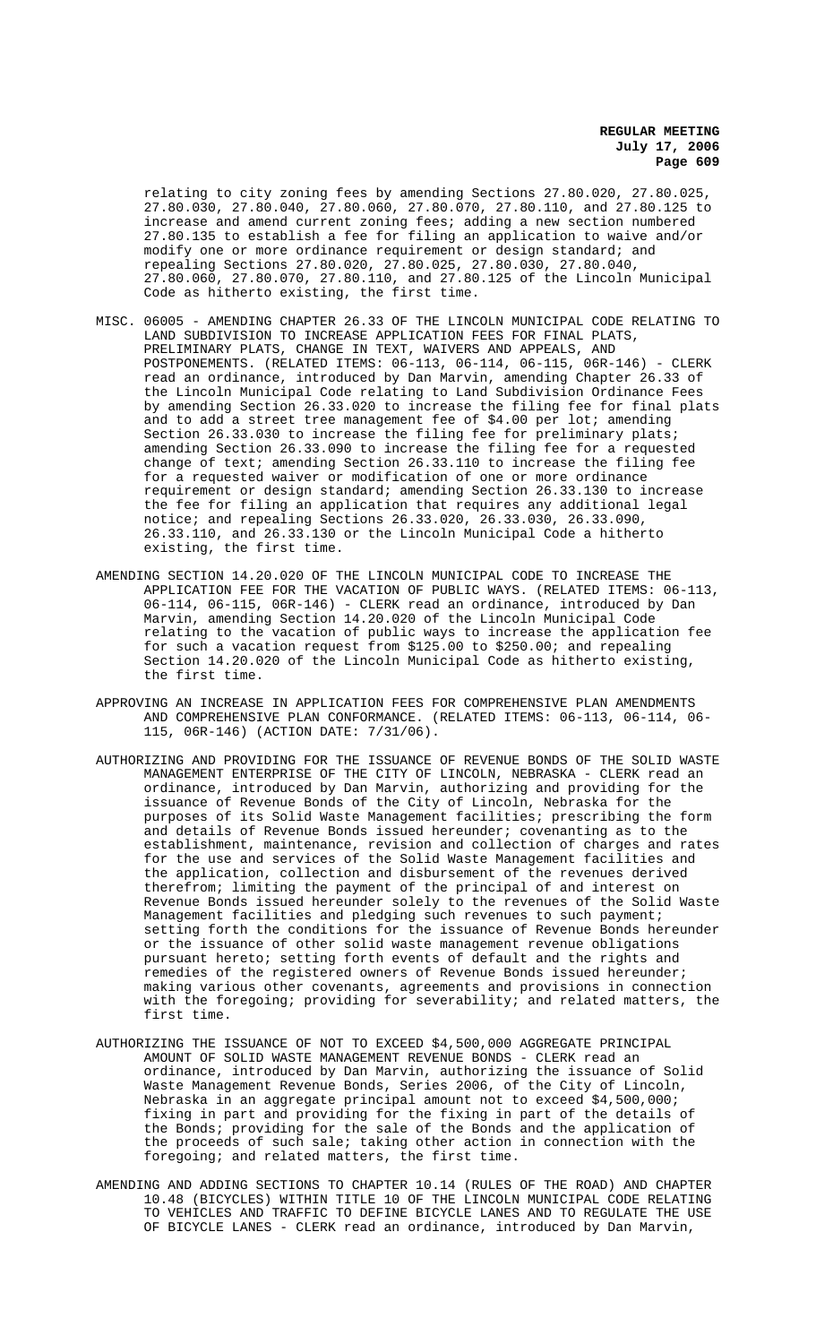relating to city zoning fees by amending Sections 27.80.020, 27.80.025, 27.80.030, 27.80.040, 27.80.060, 27.80.070, 27.80.110, and 27.80.125 to increase and amend current zoning fees; adding a new section numbered 27.80.135 to establish a fee for filing an application to waive and/or modify one or more ordinance requirement or design standard; and repealing Sections 27.80.020, 27.80.025, 27.80.030, 27.80.040, 27.80.060, 27.80.070, 27.80.110, and 27.80.125 of the Lincoln Municipal Code as hitherto existing, the first time.

MISC. 06005 - AMENDING CHAPTER 26.33 OF THE LINCOLN MUNICIPAL CODE RELATING TO LAND SUBDIVISION TO INCREASE APPLICATION FEES FOR FINAL PLATS, PRELIMINARY PLATS, CHANGE IN TEXT, WAIVERS AND APPEALS, AND POSTPONEMENTS. (RELATED ITEMS: 06-113, 06-114, 06-115, 06R-146) - CLERK read an ordinance, introduced by Dan Marvin, amending Chapter 26.33 of the Lincoln Municipal Code relating to Land Subdivision Ordinance Fees by amending Section 26.33.020 to increase the filing fee for final plats and to add a street tree management fee of $4.00 per lot; amending Section 26.33.030 to increase the filing fee for preliminary plats; amending Section 26.33.090 to increase the filing fee for a requested change of text; amending Section 26.33.110 to increase the filing fee for a requested waiver or modification of one or more ordinance requirement or design standard; amending Section 26.33.130 to increase the fee for filing an application that requires any additional legal notice; and repealing Sections 26.33.020, 26.33.030, 26.33.090, 26.33.110, and 26.33.130 or the Lincoln Municipal Code a hitherto existing, the first time.

AMENDING SECTION 14.20.020 OF THE LINCOLN MUNICIPAL CODE TO INCREASE THE APPLICATION FEE FOR THE VACATION OF PUBLIC WAYS. (RELATED ITEMS: 06-113, 06-114, 06-115, 06R-146) - CLERK read an ordinance, introduced by Dan Marvin, amending Section 14.20.020 of the Lincoln Municipal Code relating to the vacation of public ways to increase the application fee for such a vacation request from $125.00 to $250.00; and repealing Section 14.20.020 of the Lincoln Municipal Code as hitherto existing, the first time.

APPROVING AN INCREASE IN APPLICATION FEES FOR COMPREHENSIVE PLAN AMENDMENTS AND COMPREHENSIVE PLAN CONFORMANCE. (RELATED ITEMS: 06-113, 06-114, 06-115, 06R-146) (ACTION DATE: 7/31/06).

AUTHORIZING AND PROVIDING FOR THE ISSUANCE OF REVENUE BONDS OF THE SOLID WASTE MANAGEMENT ENTERPRISE OF THE CITY OF LINCOLN, NEBRASKA - CLERK read an ordinance, introduced by Dan Marvin, authorizing and providing for the issuance of Revenue Bonds of the City of Lincoln, Nebraska for the purposes of its Solid Waste Management facilities; prescribing the form and details of Revenue Bonds issued hereunder; covenanting as to the establishment, maintenance, revision and collection of charges and rates for the use and services of the Solid Waste Management facilities and the application, collection and disbursement of the revenues derived therefrom; limiting the payment of the principal of and interest on Revenue Bonds issued hereunder solely to the revenues of the Solid Waste Management facilities and pledging such revenues to such payment; setting forth the conditions for the issuance of Revenue Bonds hereunder or the issuance of other solid waste management revenue obligations pursuant hereto; setting forth events of default and the rights and remedies of the registered owners of Revenue Bonds issued hereunder; making various other covenants, agreements and provisions in connection with the foregoing; providing for severability; and related matters, the first time.

AUTHORIZING THE ISSUANCE OF NOT TO EXCEED $4,500,000 AGGREGATE PRINCIPAL AMOUNT OF SOLID WASTE MANAGEMENT REVENUE BONDS - CLERK read an ordinance, introduced by Dan Marvin, authorizing the issuance of Solid Waste Management Revenue Bonds, Series 2006, of the City of Lincoln, Nebraska in an aggregate principal amount not to exceed $4,500,000; fixing in part and providing for the fixing in part of the details of the Bonds; providing for the sale of the Bonds and the application of the proceeds of such sale; taking other action in connection with the foregoing; and related matters, the first time.

AMENDING AND ADDING SECTIONS TO CHAPTER 10.14 (RULES OF THE ROAD) AND CHAPTER 10.48 (BICYCLES) WITHIN TITLE 10 OF THE LINCOLN MUNICIPAL CODE RELATING TO VEHICLES AND TRAFFIC TO DEFINE BICYCLE LANES AND TO REGULATE THE USE OF BICYCLE LANES - CLERK read an ordinance, introduced by Dan Marvin,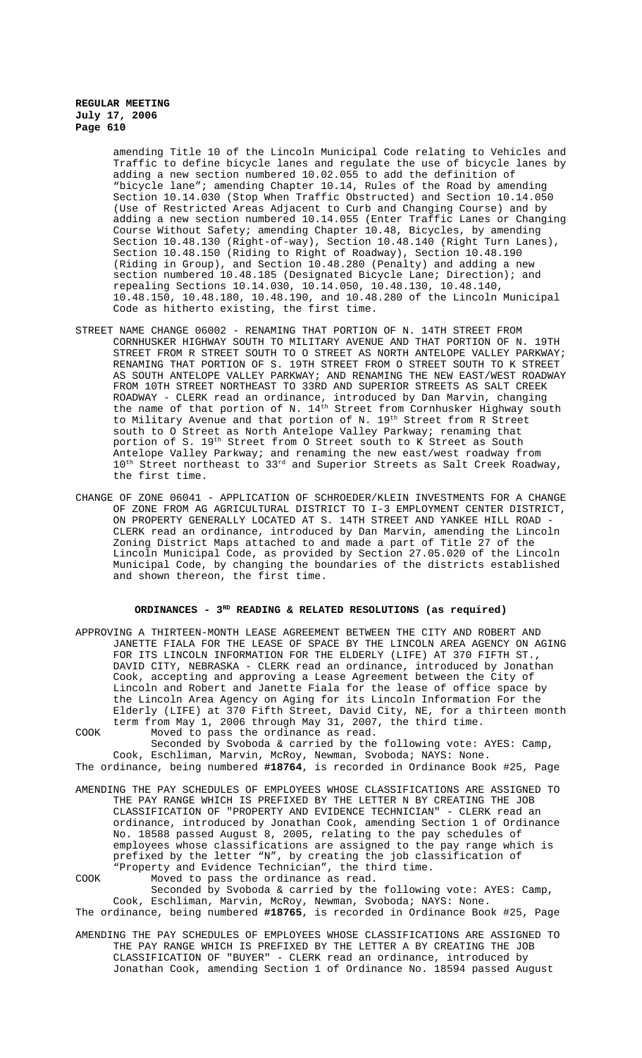amending Title 10 of the Lincoln Municipal Code relating to Vehicles and Traffic to define bicycle lanes and regulate the use of bicycle lanes by adding a new section numbered 10.02.055 to add the definition of "bicycle lane"; amending Chapter 10.14, Rules of the Road by amending Section 10.14.030 (Stop When Traffic Obstructed) and Section 10.14.050 (Use of Restricted Areas Adjacent to Curb and Changing Course) and by adding a new section numbered 10.14.055 (Enter Traffic Lanes or Changing Course Without Safety; amending Chapter 10.48, Bicycles, by amending Section 10.48.130 (Right-of-way), Section 10.48.140 (Right Turn Lanes), Section 10.48.150 (Riding to Right of Roadway), Section 10.48.190 (Riding in Group), and Section 10.48.280 (Penalty) and adding a new section numbered 10.48.185 (Designated Bicycle Lane; Direction); and repealing Sections 10.14.030, 10.14.050, 10.48.130, 10.48.140, 10.48.150, 10.48.180, 10.48.190, and 10.48.280 of the Lincoln Municipal Code as hitherto existing, the first time.

STREET NAME CHANGE 06002 - RENAMING THAT PORTION OF N. 14TH STREET FROM CORNHUSKER HIGHWAY SOUTH TO MILITARY AVENUE AND THAT PORTION OF N. 19TH STREET FROM R STREET SOUTH TO O STREET AS NORTH ANTELOPE VALLEY PARKWAY; RENAMING THAT PORTION OF S. 19TH STREET FROM O STREET SOUTH TO K STREET AS SOUTH ANTELOPE VALLEY PARKWAY; AND RENAMING THE NEW EAST/WEST ROADWAY FROM 10TH STREET NORTHEAST TO 33RD AND SUPERIOR STREETS AS SALT CREEK ROADWAY - CLERK read an ordinance, introduced by Dan Marvin, changing the name of that portion of N. 14th Street from Cornhusker Highway south to Military Avenue and that portion of N. 19th Street from R Street south to O Street as North Antelope Valley Parkway; renaming that portion of S. 19th Street from O Street south to K Street as South Antelope Valley Parkway; and renaming the new east/west roadway from 10th Street northeast to 33rd and Superior Streets as Salt Creek Roadway, the first time.

CHANGE OF ZONE 06041 - APPLICATION OF SCHROEDER/KLEIN INVESTMENTS FOR A CHANGE OF ZONE FROM AG AGRICULTURAL DISTRICT TO I-3 EMPLOYMENT CENTER DISTRICT, ON PROPERTY GENERALLY LOCATED AT S. 14TH STREET AND YANKEE HILL ROAD - CLERK read an ordinance, introduced by Dan Marvin, amending the Lincoln Zoning District Maps attached to and made a part of Title 27 of the Lincoln Municipal Code, as provided by Section 27.05.020 of the Lincoln Municipal Code, by changing the boundaries of the districts established and shown thereon, the first time.

## ORDINANCES - 3RD READING & RELATED RESOLUTIONS (as required)

APPROVING A THIRTEEN-MONTH LEASE AGREEMENT BETWEEN THE CITY AND ROBERT AND JANETTE FIALA FOR THE LEASE OF SPACE BY THE LINCOLN AREA AGENCY ON AGING FOR ITS LINCOLN INFORMATION FOR THE ELDERLY (LIFE) AT 370 FIFTH ST., DAVID CITY, NEBRASKA - CLERK read an ordinance, introduced by Jonathan Cook, accepting and approving a Lease Agreement between the City of Lincoln and Robert and Janette Fiala for the lease of office space by the Lincoln Area Agency on Aging for its Lincoln Information For the Elderly (LIFE) at 370 Fifth Street, David City, NE, for a thirteen month term from May 1, 2006 through May 31, 2007, the third time.

COOK Moved to pass the ordinance as read.

Seconded by Svoboda & carried by the following vote: AYES: Camp, Cook, Eschliman, Marvin, McRoy, Newman, Svoboda; NAYS: None.

The ordinance, being numbered **#18764**, is recorded in Ordinance Book #25, Page

AMENDING THE PAY SCHEDULES OF EMPLOYEES WHOSE CLASSIFICATIONS ARE ASSIGNED TO THE PAY RANGE WHICH IS PREFIXED BY THE LETTER N BY CREATING THE JOB CLASSIFICATION OF "PROPERTY AND EVIDENCE TECHNICIAN" - CLERK read an ordinance, introduced by Jonathan Cook, amending Section 1 of Ordinance No. 18588 passed August 8, 2005, relating to the pay schedules of employees whose classifications are assigned to the pay range which is prefixed by the letter "N", by creating the job classification of "Property and Evidence Technician", the third time.

COOK Moved to pass the ordinance as read.

Seconded by Svoboda & carried by the following vote: AYES: Camp, Cook, Eschliman, Marvin, McRoy, Newman, Svoboda; NAYS: None.

The ordinance, being numbered **#18765**, is recorded in Ordinance Book #25, Page

AMENDING THE PAY SCHEDULES OF EMPLOYEES WHOSE CLASSIFICATIONS ARE ASSIGNED TO THE PAY RANGE WHICH IS PREFIXED BY THE LETTER A BY CREATING THE JOB CLASSIFICATION OF "BUYER" - CLERK read an ordinance, introduced by Jonathan Cook, amending Section 1 of Ordinance No. 18594 passed August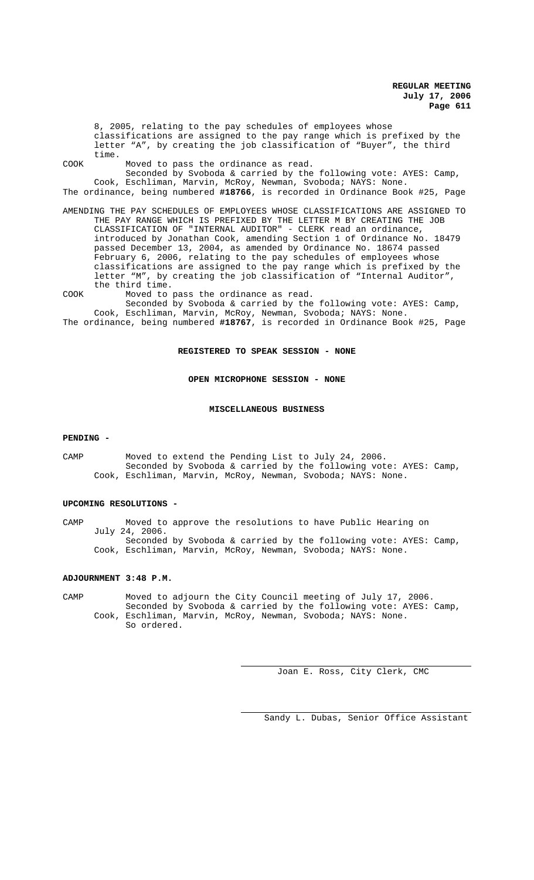8, 2005, relating to the pay schedules of employees whose classifications are assigned to the pay range which is prefixed by the letter "A", by creating the job classification of "Buyer", the third time.

COOK Moved to pass the ordinance as read.

Seconded by Svoboda & carried by the following vote: AYES: Camp, Cook, Eschliman, Marvin, McRoy, Newman, Svoboda; NAYS: None.

The ordinance, being numbered **#18766**, is recorded in Ordinance Book #25, Page

AMENDING THE PAY SCHEDULES OF EMPLOYEES WHOSE CLASSIFICATIONS ARE ASSIGNED TO THE PAY RANGE WHICH IS PREFIXED BY THE LETTER M BY CREATING THE JOB CLASSIFICATION OF "INTERNAL AUDITOR" - CLERK read an ordinance, introduced by Jonathan Cook, amending Section 1 of Ordinance No. 18479 passed December 13, 2004, as amended by Ordinance No. 18674 passed February 6, 2006, relating to the pay schedules of employees whose classifications are assigned to the pay range which is prefixed by the letter "M", by creating the job classification of "Internal Auditor", the third time.

COOK Moved to pass the ordinance as read.

Seconded by Svoboda & carried by the following vote: AYES: Camp, Cook, Eschliman, Marvin, McRoy, Newman, Svoboda; NAYS: None.

The ordinance, being numbered **#18767**, is recorded in Ordinance Book #25, Page

**REGISTERED TO SPEAK SESSION - NONE**

**OPEN MICROPHONE SESSION - NONE**

**MISCELLANEOUS BUSINESS**

**PENDING -**

CAMP Moved to extend the Pending List to July 24, 2006.

Seconded by Svoboda & carried by the following vote: AYES: Camp, Cook, Eschliman, Marvin, McRoy, Newman, Svoboda; NAYS: None.

**UPCOMING RESOLUTIONS -**

CAMP Moved to approve the resolutions to have Public Hearing on July 24, 2006.

Seconded by Svoboda & carried by the following vote: AYES: Camp, Cook, Eschliman, Marvin, McRoy, Newman, Svoboda; NAYS: None.

**ADJOURNMENT 3:48 P.M.**

CAMP Moved to adjourn the City Council meeting of July 17, 2006.

Seconded by Svoboda & carried by the following vote: AYES: Camp, Cook, Eschliman, Marvin, McRoy, Newman, Svoboda; NAYS: None.

So ordered.

Joan E. Ross, City Clerk, CMC

Sandy L. Dubas, Senior Office Assistant